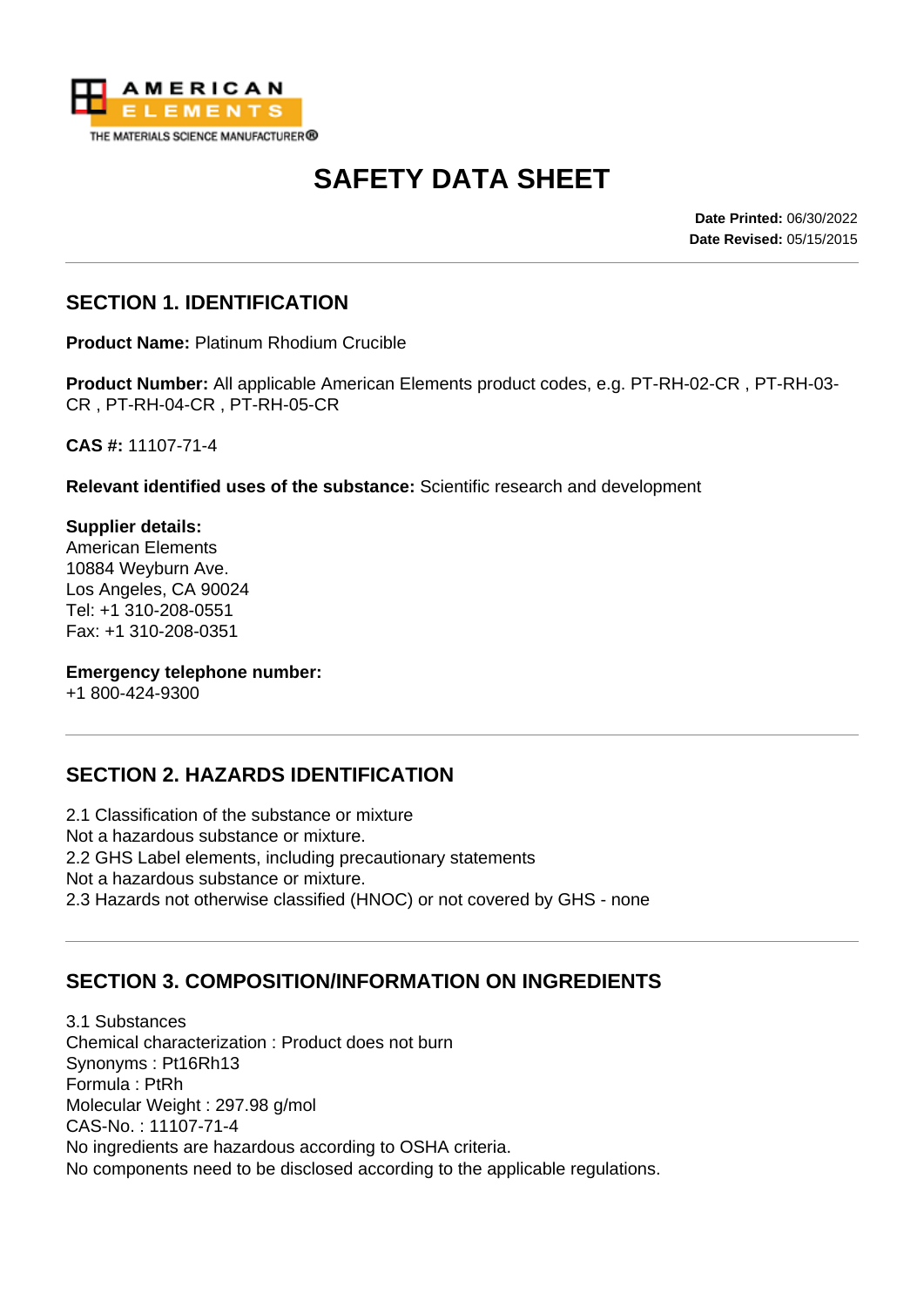AMERICAN ELEMENTS
THE MATERIALS SCIENCE MANUFACTURER®

# SAFETY DATA SHEET

**Date Printed:** 06/30/2022
**Date Revised:** 05/15/2015

## SECTION 1. IDENTIFICATION

**Product Name:** Platinum Rhodium Crucible

**Product Number:** All applicable American Elements product codes, e.g. PT-RH-02-CR , PT-RH-03-CR , PT-RH-04-CR , PT-RH-05-CR

**CAS #:** 11107-71-4

**Relevant identified uses of the substance:** Scientific research and development

**Supplier details:**
American Elements
10884 Weyburn Ave.
Los Angeles, CA 90024
Tel: +1 310-208-0551
Fax: +1 310-208-0351

**Emergency telephone number:**
+1 800-424-9300

## SECTION 2. HAZARDS IDENTIFICATION

2.1 Classification of the substance or mixture
Not a hazardous substance or mixture.
2.2 GHS Label elements, including precautionary statements
Not a hazardous substance or mixture.
2.3 Hazards not otherwise classified (HNOC) or not covered by GHS - none

## SECTION 3. COMPOSITION/INFORMATION ON INGREDIENTS

3.1 Substances
Chemical characterization : Product does not burn
Synonyms : $Pt_{16}Rh_{13}$
Formula : PtRh
Molecular Weight : 297.98 g/mol
CAS-No. : 11107-71-4
No ingredients are hazardous according to OSHA criteria.
No components need to be disclosed according to the applicable regulations.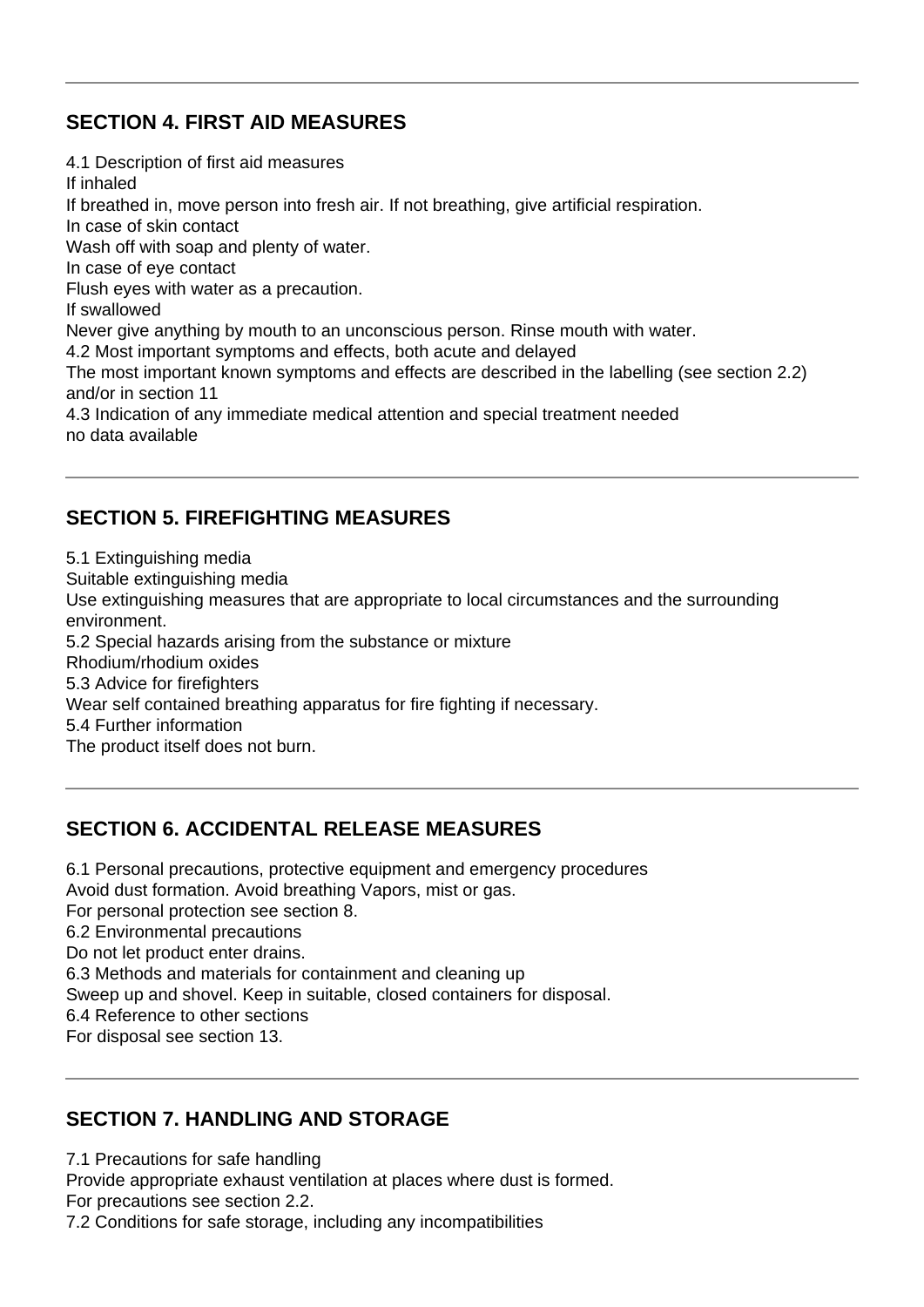## SECTION 4. FIRST AID MEASURES

4.1 Description of first aid measures
If inhaled
If breathed in, move person into fresh air. If not breathing, give artificial respiration.
In case of skin contact
Wash off with soap and plenty of water.
In case of eye contact
Flush eyes with water as a precaution.
If swallowed
Never give anything by mouth to an unconscious person. Rinse mouth with water.
4.2 Most important symptoms and effects, both acute and delayed
The most important known symptoms and effects are described in the labelling (see section 2.2) and/or in section 11
4.3 Indication of any immediate medical attention and special treatment needed
no data available

## SECTION 5. FIREFIGHTING MEASURES

5.1 Extinguishing media
Suitable extinguishing media
Use extinguishing measures that are appropriate to local circumstances and the surrounding environment.
5.2 Special hazards arising from the substance or mixture
Rhodium/rhodium oxides
5.3 Advice for firefighters
Wear self contained breathing apparatus for fire fighting if necessary.
5.4 Further information
The product itself does not burn.

## SECTION 6. ACCIDENTAL RELEASE MEASURES

6.1 Personal precautions, protective equipment and emergency procedures
Avoid dust formation. Avoid breathing Vapors, mist or gas.
For personal protection see section 8.
6.2 Environmental precautions
Do not let product enter drains.
6.3 Methods and materials for containment and cleaning up
Sweep up and shovel. Keep in suitable, closed containers for disposal.
6.4 Reference to other sections
For disposal see section 13.

## SECTION 7. HANDLING AND STORAGE

7.1 Precautions for safe handling
Provide appropriate exhaust ventilation at places where dust is formed.
For precautions see section 2.2.
7.2 Conditions for safe storage, including any incompatibilities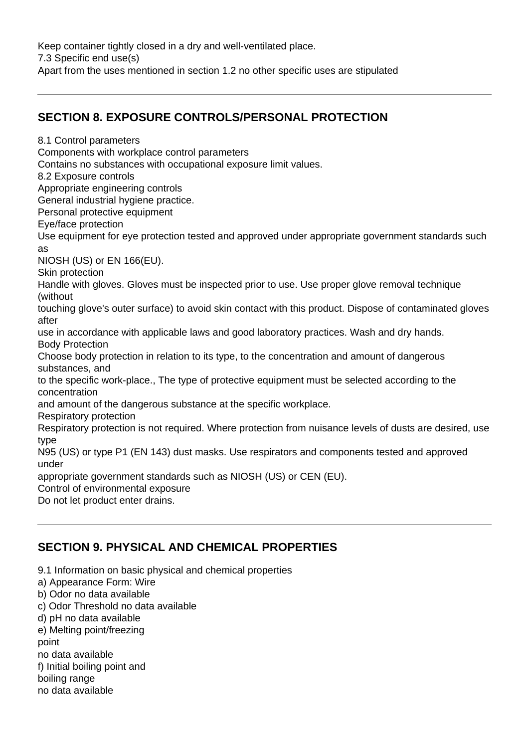Keep container tightly closed in a dry and well-ventilated place.
7.3 Specific end use(s)
Apart from the uses mentioned in section 1.2 no other specific uses are stipulated

## SECTION 8. EXPOSURE CONTROLS/PERSONAL PROTECTION

8.1 Control parameters
Components with workplace control parameters
Contains no substances with occupational exposure limit values.
8.2 Exposure controls
Appropriate engineering controls
General industrial hygiene practice.
Personal protective equipment
Eye/face protection
Use equipment for eye protection tested and approved under appropriate government standards such as
NIOSH (US) or EN 166(EU).
Skin protection
Handle with gloves. Gloves must be inspected prior to use. Use proper glove removal technique (without
touching glove's outer surface) to avoid skin contact with this product. Dispose of contaminated gloves after
use in accordance with applicable laws and good laboratory practices. Wash and dry hands.
Body Protection
Choose body protection in relation to its type, to the concentration and amount of dangerous substances, and
to the specific work-place., The type of protective equipment must be selected according to the concentration
and amount of the dangerous substance at the specific workplace.
Respiratory protection
Respiratory protection is not required. Where protection from nuisance levels of dusts are desired, use type
N95 (US) or type P1 (EN 143) dust masks. Use respirators and components tested and approved under
appropriate government standards such as NIOSH (US) or CEN (EU).
Control of environmental exposure
Do not let product enter drains.

## SECTION 9. PHYSICAL AND CHEMICAL PROPERTIES

9.1 Information on basic physical and chemical properties
a) Appearance Form: Wire
b) Odor no data available
c) Odor Threshold no data available
d) pH no data available
e) Melting point/freezing point
no data available
f) Initial boiling point and boiling range
no data available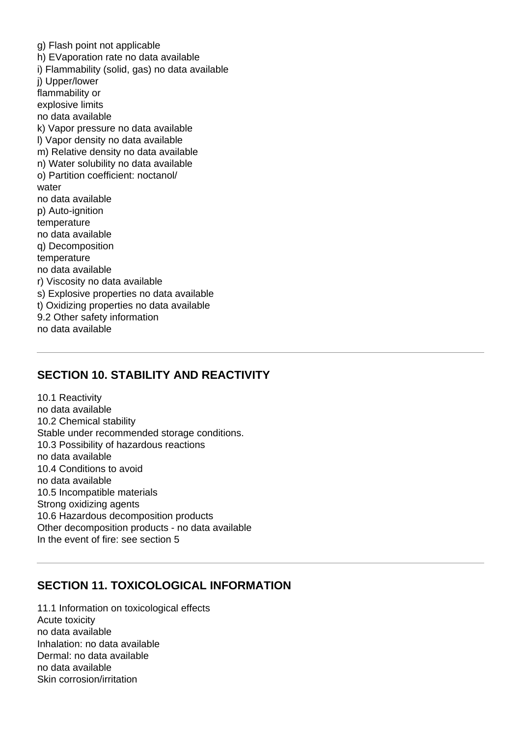g) Flash point not applicable
h) EVaporation rate no data available
i) Flammability (solid, gas) no data available
j) Upper/lower
flammability or
explosive limits
no data available
k) Vapor pressure no data available
l) Vapor density no data available
m) Relative density no data available
n) Water solubility no data available
o) Partition coefficient: noctanol/
water
no data available
p) Auto-ignition
temperature
no data available
q) Decomposition
temperature
no data available
r) Viscosity no data available
s) Explosive properties no data available
t) Oxidizing properties no data available
9.2 Other safety information
no data available

## SECTION 10. STABILITY AND REACTIVITY

10.1 Reactivity
no data available
10.2 Chemical stability
Stable under recommended storage conditions.
10.3 Possibility of hazardous reactions
no data available
10.4 Conditions to avoid
no data available
10.5 Incompatible materials
Strong oxidizing agents
10.6 Hazardous decomposition products
Other decomposition products - no data available
In the event of fire: see section 5

## SECTION 11. TOXICOLOGICAL INFORMATION

11.1 Information on toxicological effects
Acute toxicity
no data available
Inhalation: no data available
Dermal: no data available
no data available
Skin corrosion/irritation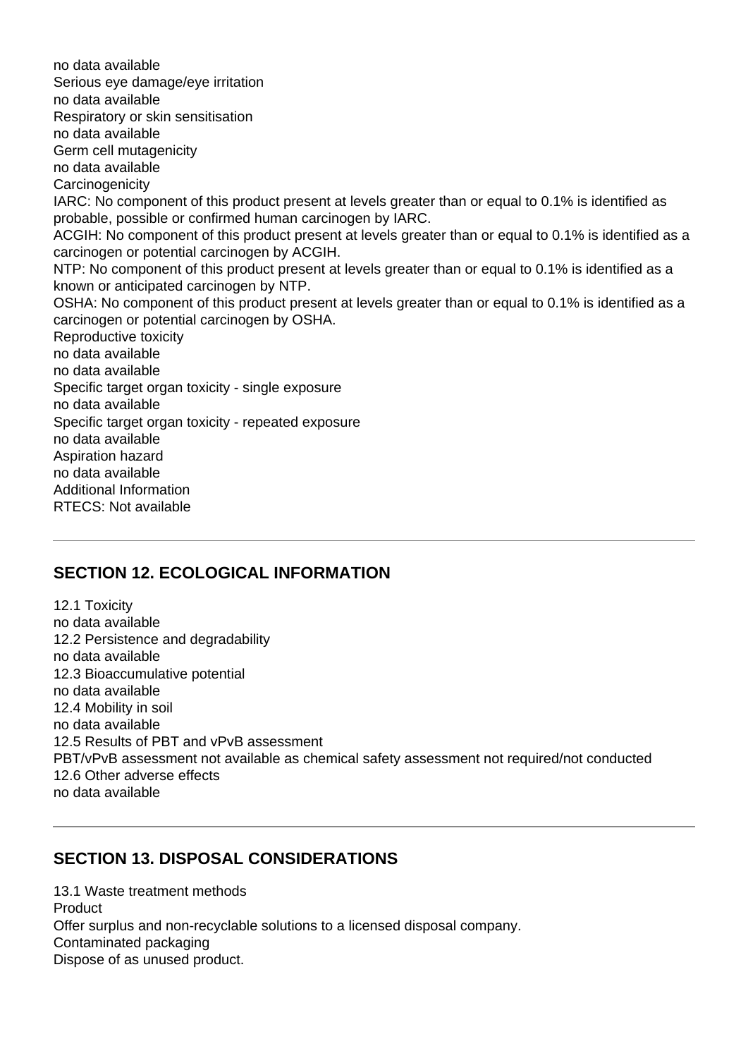no data available

Serious eye damage/eye irritation

no data available

Respiratory or skin sensitisation

no data available

Germ cell mutagenicity

no data available

Carcinogenicity

IARC: No component of this product present at levels greater than or equal to 0.1% is identified as probable, possible or confirmed human carcinogen by IARC.

ACGIH: No component of this product present at levels greater than or equal to 0.1% is identified as a carcinogen or potential carcinogen by ACGIH.

NTP: No component of this product present at levels greater than or equal to 0.1% is identified as a known or anticipated carcinogen by NTP.

OSHA: No component of this product present at levels greater than or equal to 0.1% is identified as a carcinogen or potential carcinogen by OSHA.

Reproductive toxicity

no data available

no data available

Specific target organ toxicity - single exposure

no data available

Specific target organ toxicity - repeated exposure

no data available

Aspiration hazard

no data available

Additional Information

RTECS: Not available

---

## SECTION 12. ECOLOGICAL INFORMATION

12.1 Toxicity

no data available

12.2 Persistence and degradability

no data available

12.3 Bioaccumulative potential

no data available

12.4 Mobility in soil

no data available

12.5 Results of PBT and vPvB assessment

PBT/vPvB assessment not available as chemical safety assessment not required/not conducted

12.6 Other adverse effects

no data available

---

## SECTION 13. DISPOSAL CONSIDERATIONS

13.1 Waste treatment methods

Product

Offer surplus and non-recyclable solutions to a licensed disposal company.

Contaminated packaging

Dispose of as unused product.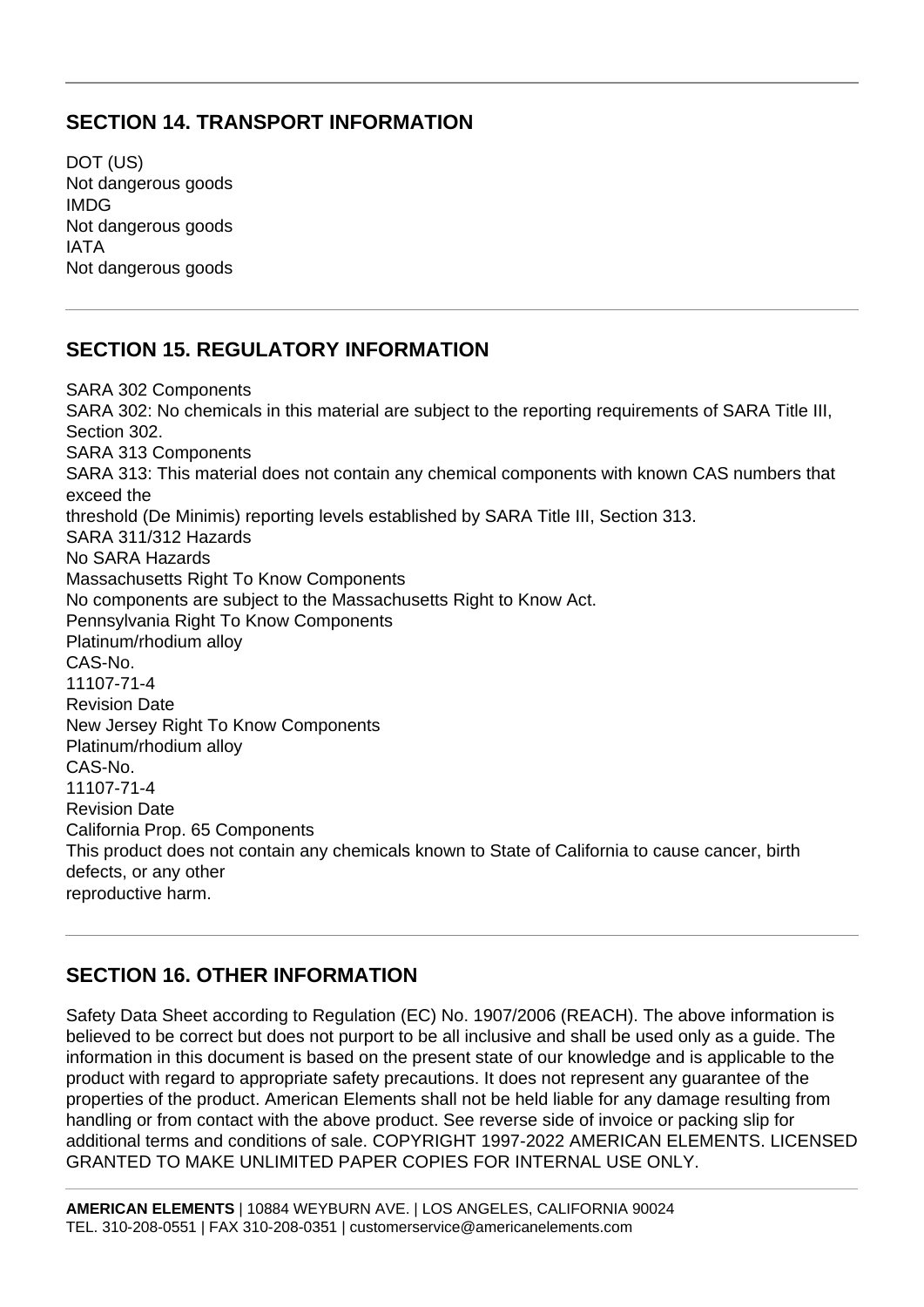## SECTION 14. TRANSPORT INFORMATION

DOT (US)
Not dangerous goods
IMDG
Not dangerous goods
IATA
Not dangerous goods

## SECTION 15. REGULATORY INFORMATION

SARA 302 Components
SARA 302: No chemicals in this material are subject to the reporting requirements of SARA Title III, Section 302.
SARA 313 Components
SARA 313: This material does not contain any chemical components with known CAS numbers that exceed the
threshold (De Minimis) reporting levels established by SARA Title III, Section 313.
SARA 311/312 Hazards
No SARA Hazards
Massachusetts Right To Know Components
No components are subject to the Massachusetts Right to Know Act.
Pennsylvania Right To Know Components
Platinum/rhodium alloy
CAS-No.
11107-71-4
Revision Date
New Jersey Right To Know Components
Platinum/rhodium alloy
CAS-No.
11107-71-4
Revision Date
California Prop. 65 Components
This product does not contain any chemicals known to State of California to cause cancer, birth defects, or any other
reproductive harm.

## SECTION 16. OTHER INFORMATION

Safety Data Sheet according to Regulation (EC) No. 1907/2006 (REACH). The above information is believed to be correct but does not purport to be all inclusive and shall be used only as a guide. The information in this document is based on the present state of our knowledge and is applicable to the product with regard to appropriate safety precautions. It does not represent any guarantee of the properties of the product. American Elements shall not be held liable for any damage resulting from handling or from contact with the above product. See reverse side of invoice or packing slip for additional terms and conditions of sale. COPYRIGHT 1997-2022 AMERICAN ELEMENTS. LICENSED GRANTED TO MAKE UNLIMITED PAPER COPIES FOR INTERNAL USE ONLY.

**AMERICAN ELEMENTS** | 10884 WEYBURN AVE. | LOS ANGELES, CALIFORNIA 90024
TEL. 310-208-0551 | FAX 310-208-0351 | customerservice@americanelements.com